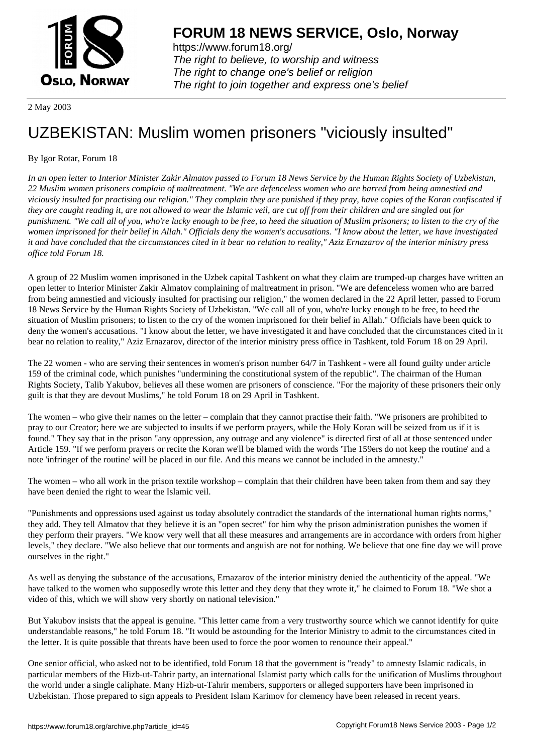**FORUM 18 NEWS SERVICE, Oslo, Norway**

https://www.forum18.org/
*The right to believe, to worship and witness*
*The right to change one's belief or religion*
*The right to join together and express one's belief*

2 May 2003

# UZBEKISTAN: Muslim women prisoners "viciously insulted"

By Igor Rotar, Forum 18

*In an open letter to Interior Minister Zakir Almatov passed to Forum 18 News Service by the Human Rights Society of Uzbekistan, 22 Muslim women prisoners complain of maltreatment. "We are defenceless women who are barred from being amnestied and viciously insulted for practising our religion." They complain they are punished if they pray, have copies of the Koran confiscated if they are caught reading it, are not allowed to wear the Islamic veil, are cut off from their children and are singled out for punishment. "We call all of you, who're lucky enough to be free, to heed the situation of Muslim prisoners; to listen to the cry of the women imprisoned for their belief in Allah." Officials deny the women's accusations. "I know about the letter, we have investigated it and have concluded that the circumstances cited in it bear no relation to reality," Aziz Ernazarov of the interior ministry press office told Forum 18.*

A group of 22 Muslim women imprisoned in the Uzbek capital Tashkent on what they claim are trumped-up charges have written an open letter to Interior Minister Zakir Almatov complaining of maltreatment in prison. "We are defenceless women who are barred from being amnestied and viciously insulted for practising our religion," the women declared in the 22 April letter, passed to Forum 18 News Service by the Human Rights Society of Uzbekistan. "We call all of you, who're lucky enough to be free, to heed the situation of Muslim prisoners; to listen to the cry of the women imprisoned for their belief in Allah." Officials have been quick to deny the women's accusations. "I know about the letter, we have investigated it and have concluded that the circumstances cited in it bear no relation to reality," Aziz Ernazarov, director of the interior ministry press office in Tashkent, told Forum 18 on 29 April.

The 22 women - who are serving their sentences in women's prison number 64/7 in Tashkent - were all found guilty under article 159 of the criminal code, which punishes "undermining the constitutional system of the republic". The chairman of the Human Rights Society, Talib Yakubov, believes all these women are prisoners of conscience. "For the majority of these prisoners their only guilt is that they are devout Muslims," he told Forum 18 on 29 April in Tashkent.

The women – who give their names on the letter – complain that they cannot practise their faith. "We prisoners are prohibited to pray to our Creator; here we are subjected to insults if we perform prayers, while the Holy Koran will be seized from us if it is found." They say that in the prison "any oppression, any outrage and any violence" is directed first of all at those sentenced under Article 159. "If we perform prayers or recite the Koran we'll be blamed with the words 'The 159ers do not keep the routine' and a note 'infringer of the routine' will be placed in our file. And this means we cannot be included in the amnesty."

The women – who all work in the prison textile workshop – complain that their children have been taken from them and say they have been denied the right to wear the Islamic veil.

"Punishments and oppressions used against us today absolutely contradict the standards of the international human rights norms," they add. They tell Almatov that they believe it is an "open secret" for him why the prison administration punishes the women if they perform their prayers. "We know very well that all these measures and arrangements are in accordance with orders from higher levels," they declare. "We also believe that our torments and anguish are not for nothing. We believe that one fine day we will prove ourselves in the right."

As well as denying the substance of the accusations, Ernazarov of the interior ministry denied the authenticity of the appeal. "We have talked to the women who supposedly wrote this letter and they deny that they wrote it," he claimed to Forum 18. "We shot a video of this, which we will show very shortly on national television."

But Yakubov insists that the appeal is genuine. "This letter came from a very trustworthy source which we cannot identify for quite understandable reasons," he told Forum 18. "It would be astounding for the Interior Ministry to admit to the circumstances cited in the letter. It is quite possible that threats have been used to force the poor women to renounce their appeal."

One senior official, who asked not to be identified, told Forum 18 that the government is "ready" to amnesty Islamic radicals, in particular members of the Hizb-ut-Tahrir party, an international Islamist party which calls for the unification of Muslims throughout the world under a single caliphate. Many Hizb-ut-Tahrir members, supporters or alleged supporters have been imprisoned in Uzbekistan. Those prepared to sign appeals to President Islam Karimov for clemency have been released in recent years.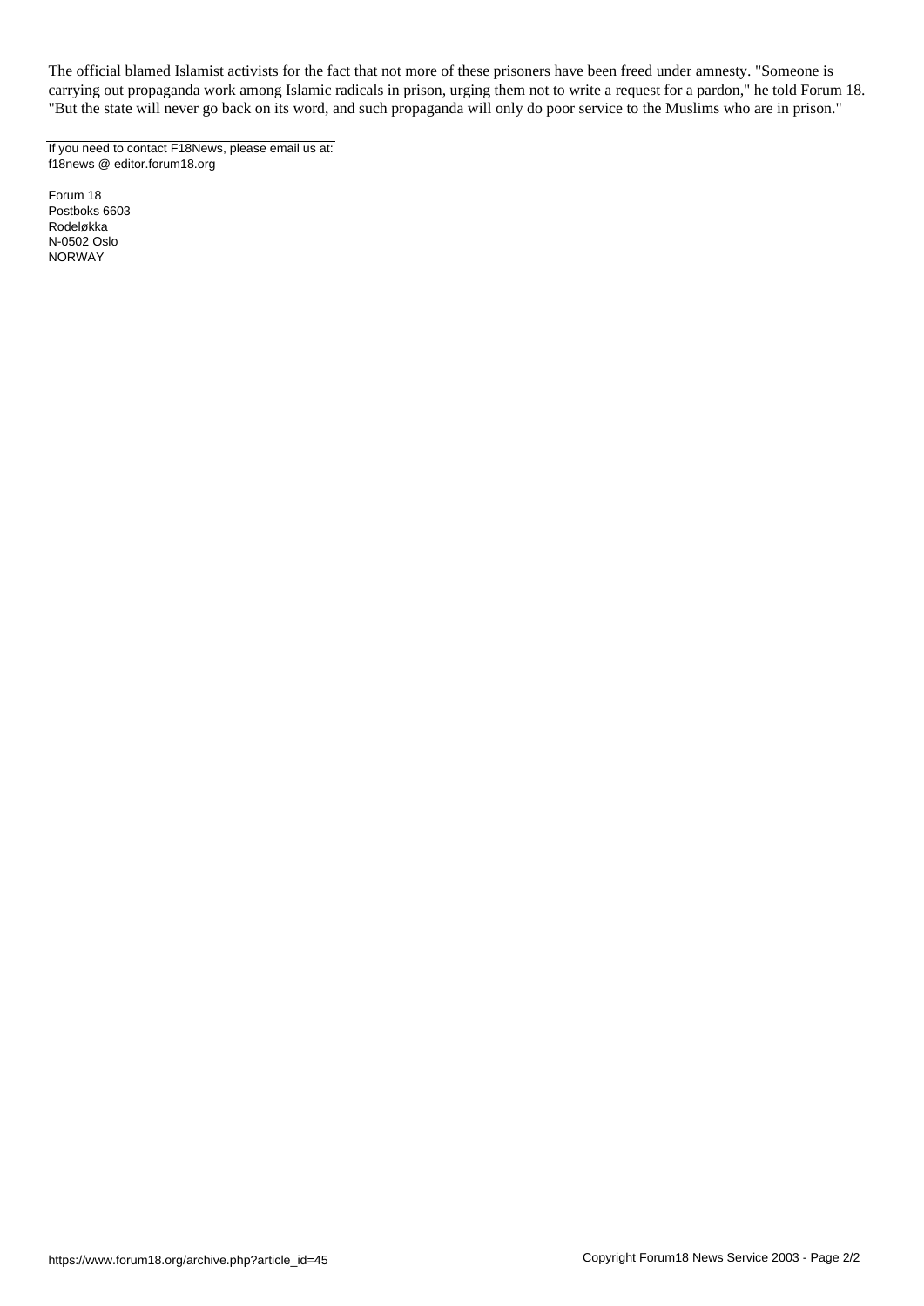The official blamed Islamist activists for the fact that not more of these prisoners have been freed under amnesty. "Someone is carrying out propaganda work among Islamic radicals in prison, urging them not to write a request for a pardon," he told Forum 18. "But the state will never go back on its word, and such propaganda will only do poor service to the Muslims who are in prison."

---

If you need to contact F18News, please email us at:
f18news @ editor.forum18.org

Forum 18
Postboks 6603
Rodeløkka
N-0502 Oslo
NORWAY